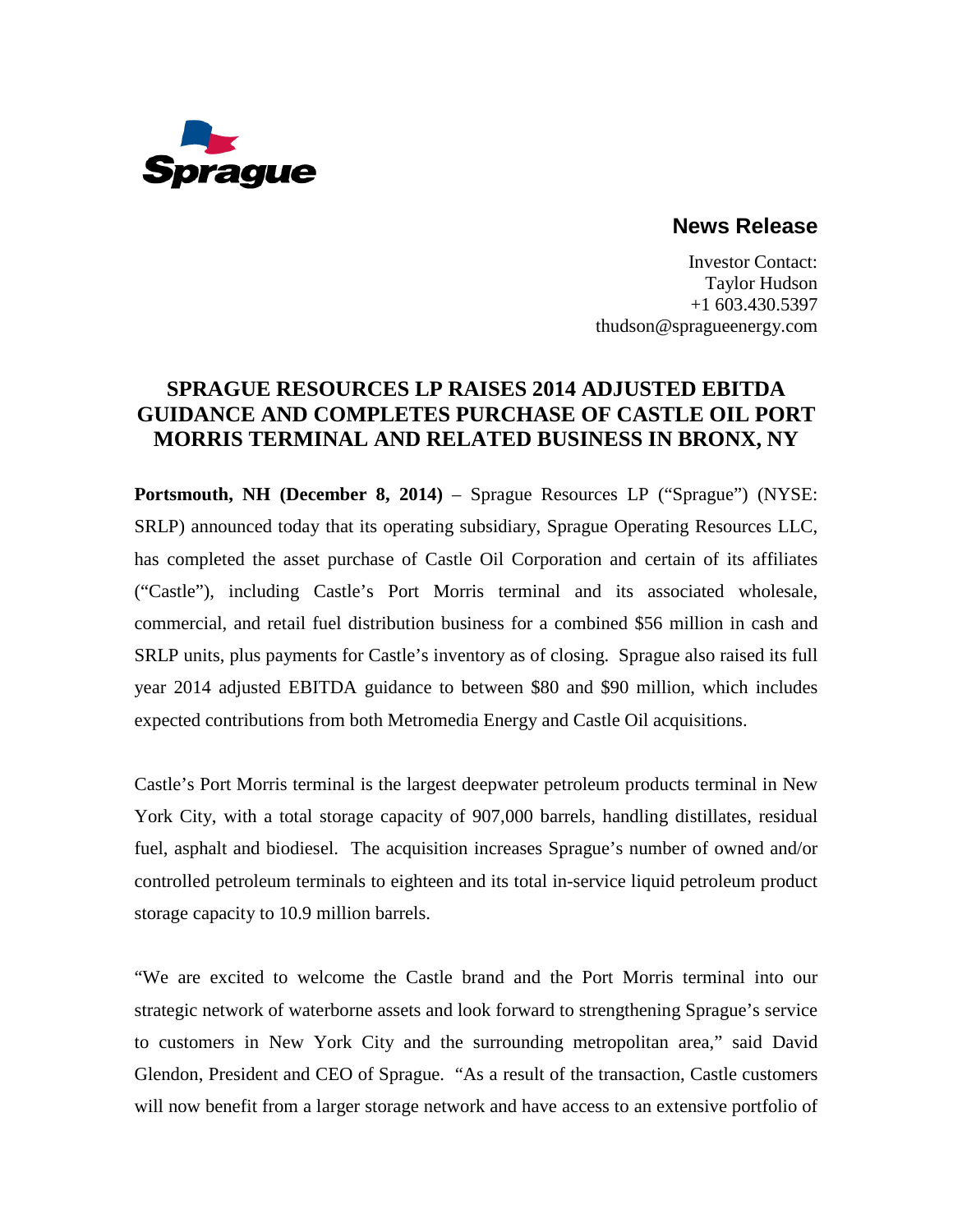Sprague

## News Release

Investor Contact:
Taylor Hudson
+1 603.430.5397
thudson@spragueenergy.com

# SPRAGUE RESOURCES LP RAISES 2014 ADJUSTED EBITDA GUIDANCE AND COMPLETES PURCHASE OF CASTLE OIL PORT MORRIS TERMINAL AND RELATED BUSINESS IN BRONX, NY

**Portsmouth, NH (December 8, 2014)** – Sprague Resources LP ("Sprague") (NYSE: SRLP) announced today that its operating subsidiary, Sprague Operating Resources LLC, has completed the asset purchase of Castle Oil Corporation and certain of its affiliates ("Castle"), including Castle's Port Morris terminal and its associated wholesale, commercial, and retail fuel distribution business for a combined $56 million in cash and SRLP units, plus payments for Castle's inventory as of closing. Sprague also raised its full year 2014 adjusted EBITDA guidance to between $80 and $90 million, which includes expected contributions from both Metromedia Energy and Castle Oil acquisitions.

Castle's Port Morris terminal is the largest deepwater petroleum products terminal in New York City, with a total storage capacity of 907,000 barrels, handling distillates, residual fuel, asphalt and biodiesel. The acquisition increases Sprague's number of owned and/or controlled petroleum terminals to eighteen and its total in-service liquid petroleum product storage capacity to 10.9 million barrels.

"We are excited to welcome the Castle brand and the Port Morris terminal into our strategic network of waterborne assets and look forward to strengthening Sprague's service to customers in New York City and the surrounding metropolitan area," said David Glendon, President and CEO of Sprague. "As a result of the transaction, Castle customers will now benefit from a larger storage network and have access to an extensive portfolio of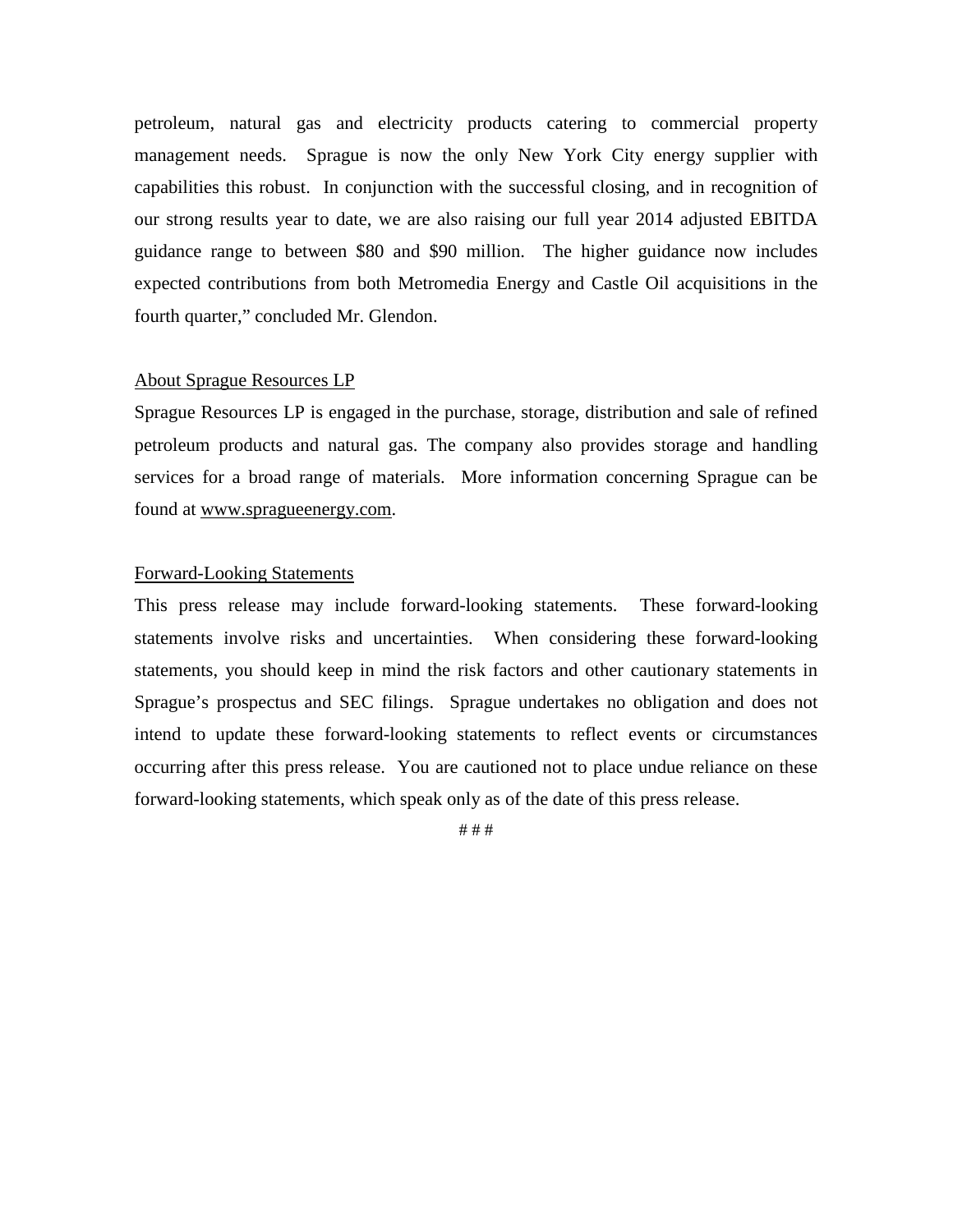petroleum, natural gas and electricity products catering to commercial property management needs. Sprague is now the only New York City energy supplier with capabilities this robust. In conjunction with the successful closing, and in recognition of our strong results year to date, we are also raising our full year 2014 adjusted EBITDA guidance range to between $80 and $90 million. The higher guidance now includes expected contributions from both Metromedia Energy and Castle Oil acquisitions in the fourth quarter," concluded Mr. Glendon.

About Sprague Resources LP

Sprague Resources LP is engaged in the purchase, storage, distribution and sale of refined petroleum products and natural gas. The company also provides storage and handling services for a broad range of materials. More information concerning Sprague can be found at www.spragueenergy.com.

Forward-Looking Statements

This press release may include forward-looking statements. These forward-looking statements involve risks and uncertainties. When considering these forward-looking statements, you should keep in mind the risk factors and other cautionary statements in Sprague's prospectus and SEC filings. Sprague undertakes no obligation and does not intend to update these forward-looking statements to reflect events or circumstances occurring after this press release. You are cautioned not to place undue reliance on these forward-looking statements, which speak only as of the date of this press release.

# # #